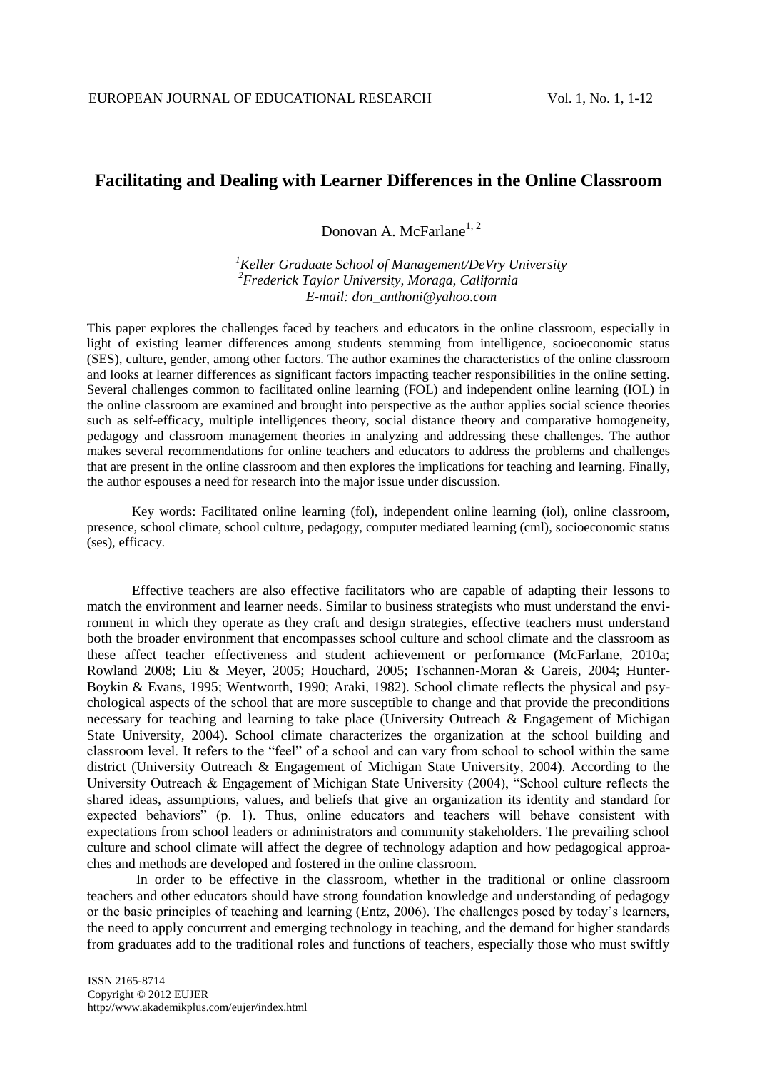# Facilitating and Dealing with Learner Differences in the Online Classroom

Donovan A. McFarlane[1, 2]

*[1]Keller Graduate School of Management/DeVry University*
*[2]Frederick Taylor University, Moraga, California*
*E-mail: don_anthoni@yahoo.com*

This paper explores the challenges faced by teachers and educators in the online classroom, especially in light of existing learner differences among students stemming from intelligence, socioeconomic status (SES), culture, gender, among other factors. The author examines the characteristics of the online classroom and looks at learner differences as significant factors impacting teacher responsibilities in the online setting. Several challenges common to facilitated online learning (FOL) and independent online learning (IOL) in the online classroom are examined and brought into perspective as the author applies social science theories such as self-efficacy, multiple intelligences theory, social distance theory and comparative homogeneity, pedagogy and classroom management theories in analyzing and addressing these challenges. The author makes several recommendations for online teachers and educators to address the problems and challenges that are present in the online classroom and then explores the implications for teaching and learning. Finally, the author espouses a need for research into the major issue under discussion.

Key words: Facilitated online learning (fol), independent online learning (iol), online classroom, presence, school climate, school culture, pedagogy, computer mediated learning (cml), socioeconomic status (ses), efficacy.

Effective teachers are also effective facilitators who are capable of adapting their lessons to match the environment and learner needs. Similar to business strategists who must understand the environment in which they operate as they craft and design strategies, effective teachers must understand both the broader environment that encompasses school culture and school climate and the classroom as these affect teacher effectiveness and student achievement or performance (McFarlane, 2010a; Rowland 2008; Liu & Meyer, 2005; Houchard, 2005; Tschannen-Moran & Gareis, 2004; Hunter-Boykin & Evans, 1995; Wentworth, 1990; Araki, 1982). School climate reflects the physical and psychological aspects of the school that are more susceptible to change and that provide the preconditions necessary for teaching and learning to take place (University Outreach & Engagement of Michigan State University, 2004). School climate characterizes the organization at the school building and classroom level. It refers to the "feel" of a school and can vary from school to school within the same district (University Outreach & Engagement of Michigan State University, 2004). According to the University Outreach & Engagement of Michigan State University (2004), "School culture reflects the shared ideas, assumptions, values, and beliefs that give an organization its identity and standard for expected behaviors" (p. 1). Thus, online educators and teachers will behave consistent with expectations from school leaders or administrators and community stakeholders. The prevailing school culture and school climate will affect the degree of technology adaption and how pedagogical approaches and methods are developed and fostered in the online classroom.

In order to be effective in the classroom, whether in the traditional or online classroom teachers and other educators should have strong foundation knowledge and understanding of pedagogy or the basic principles of teaching and learning (Entz, 2006). The challenges posed by today's learners, the need to apply concurrent and emerging technology in teaching, and the demand for higher standards from graduates add to the traditional roles and functions of teachers, especially those who must swiftly

ISSN 2165-8714
Copyright © 2012 EUJER
http://www.akademikplus.com/eujer/index.html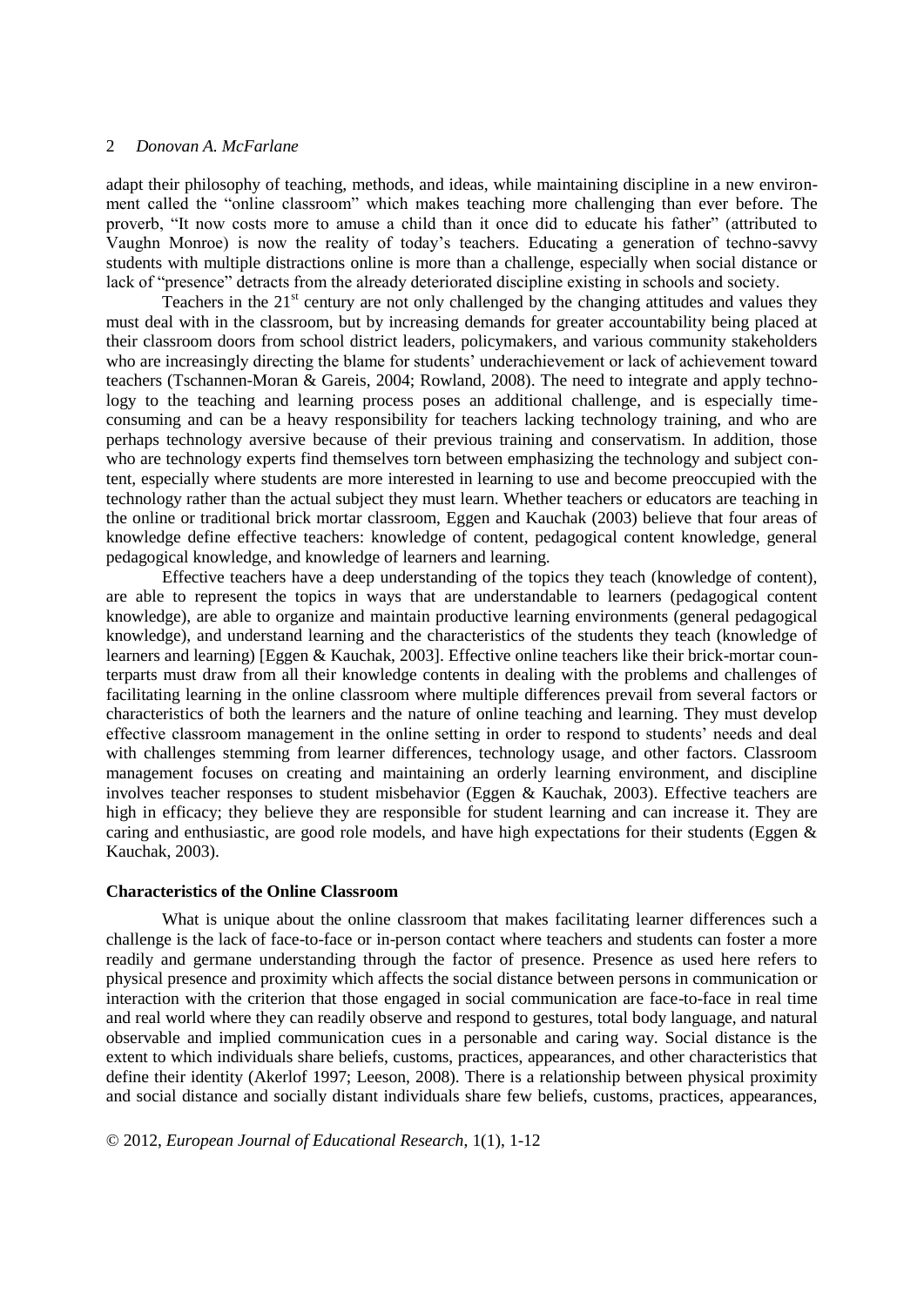adapt their philosophy of teaching, methods, and ideas, while maintaining discipline in a new environment called the "online classroom" which makes teaching more challenging than ever before. The proverb, "It now costs more to amuse a child than it once did to educate his father" (attributed to Vaughn Monroe) is now the reality of today's teachers. Educating a generation of techno-savvy students with multiple distractions online is more than a challenge, especially when social distance or lack of "presence" detracts from the already deteriorated discipline existing in schools and society.

Teachers in the 21st century are not only challenged by the changing attitudes and values they must deal with in the classroom, but by increasing demands for greater accountability being placed at their classroom doors from school district leaders, policymakers, and various community stakeholders who are increasingly directing the blame for students' underachievement or lack of achievement toward teachers (Tschannen-Moran & Gareis, 2004; Rowland, 2008). The need to integrate and apply technology to the teaching and learning process poses an additional challenge, and is especially time-consuming and can be a heavy responsibility for teachers lacking technology training, and who are perhaps technology aversive because of their previous training and conservatism. In addition, those who are technology experts find themselves torn between emphasizing the technology and subject content, especially where students are more interested in learning to use and become preoccupied with the technology rather than the actual subject they must learn. Whether teachers or educators are teaching in the online or traditional brick mortar classroom, Eggen and Kauchak (2003) believe that four areas of knowledge define effective teachers: knowledge of content, pedagogical content knowledge, general pedagogical knowledge, and knowledge of learners and learning.

Effective teachers have a deep understanding of the topics they teach (knowledge of content), are able to represent the topics in ways that are understandable to learners (pedagogical content knowledge), are able to organize and maintain productive learning environments (general pedagogical knowledge), and understand learning and the characteristics of the students they teach (knowledge of learners and learning) [Eggen & Kauchak, 2003]. Effective online teachers like their brick-mortar counterparts must draw from all their knowledge contents in dealing with the problems and challenges of facilitating learning in the online classroom where multiple differences prevail from several factors or characteristics of both the learners and the nature of online teaching and learning. They must develop effective classroom management in the online setting in order to respond to students' needs and deal with challenges stemming from learner differences, technology usage, and other factors. Classroom management focuses on creating and maintaining an orderly learning environment, and discipline involves teacher responses to student misbehavior (Eggen & Kauchak, 2003). Effective teachers are high in efficacy; they believe they are responsible for student learning and can increase it. They are caring and enthusiastic, are good role models, and have high expectations for their students (Eggen & Kauchak, 2003).

## Characteristics of the Online Classroom

What is unique about the online classroom that makes facilitating learner differences such a challenge is the lack of face-to-face or in-person contact where teachers and students can foster a more readily and germane understanding through the factor of presence. Presence as used here refers to physical presence and proximity which affects the social distance between persons in communication or interaction with the criterion that those engaged in social communication are face-to-face in real time and real world where they can readily observe and respond to gestures, total body language, and natural observable and implied communication cues in a personable and caring way. Social distance is the extent to which individuals share beliefs, customs, practices, appearances, and other characteristics that define their identity (Akerlof 1997; Leeson, 2008). There is a relationship between physical proximity and social distance and socially distant individuals share few beliefs, customs, practices, appearances,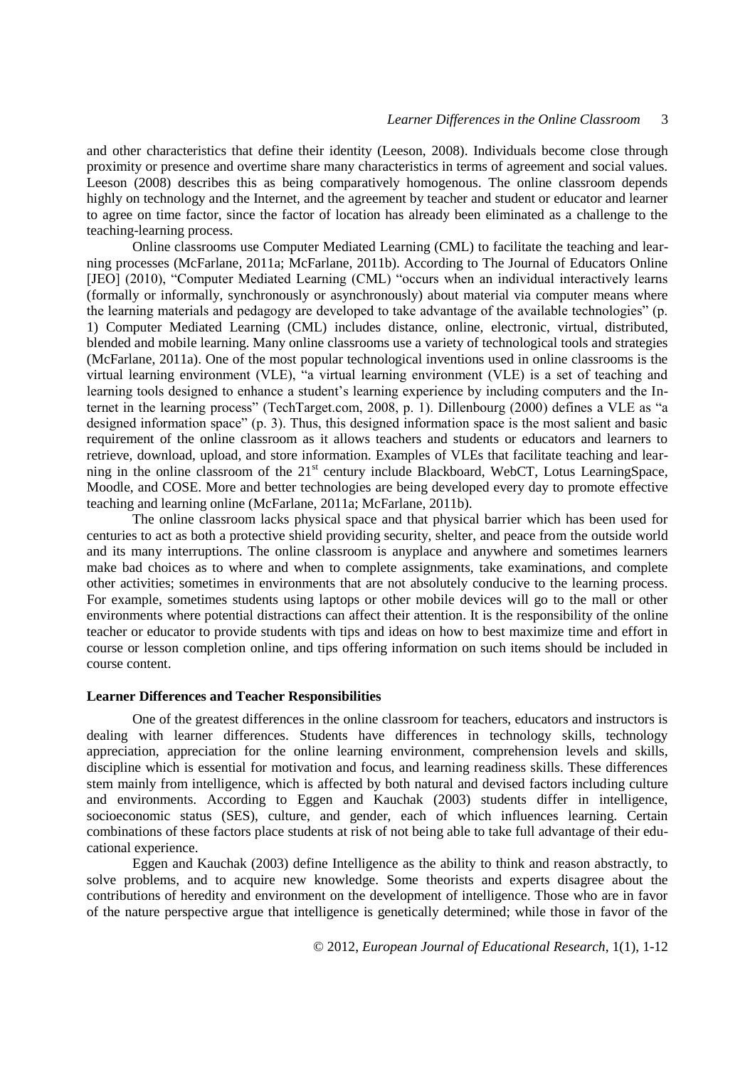and other characteristics that define their identity (Leeson, 2008). Individuals become close through proximity or presence and overtime share many characteristics in terms of agreement and social values. Leeson (2008) describes this as being comparatively homogenous. The online classroom depends highly on technology and the Internet, and the agreement by teacher and student or educator and learner to agree on time factor, since the factor of location has already been eliminated as a challenge to the teaching-learning process.

Online classrooms use Computer Mediated Learning (CML) to facilitate the teaching and learning processes (McFarlane, 2011a; McFarlane, 2011b). According to The Journal of Educators Online [JEO] (2010), "Computer Mediated Learning (CML) "occurs when an individual interactively learns (formally or informally, synchronously or asynchronously) about material via computer means where the learning materials and pedagogy are developed to take advantage of the available technologies" (p. 1) Computer Mediated Learning (CML) includes distance, online, electronic, virtual, distributed, blended and mobile learning. Many online classrooms use a variety of technological tools and strategies (McFarlane, 2011a). One of the most popular technological inventions used in online classrooms is the virtual learning environment (VLE), "a virtual learning environment (VLE) is a set of teaching and learning tools designed to enhance a student's learning experience by including computers and the Internet in the learning process" (TechTarget.com, 2008, p. 1). Dillenbourg (2000) defines a VLE as "a designed information space" (p. 3). Thus, this designed information space is the most salient and basic requirement of the online classroom as it allows teachers and students or educators and learners to retrieve, download, upload, and store information. Examples of VLEs that facilitate teaching and learning in the online classroom of the 21st century include Blackboard, WebCT, Lotus LearningSpace, Moodle, and COSE. More and better technologies are being developed every day to promote effective teaching and learning online (McFarlane, 2011a; McFarlane, 2011b).

The online classroom lacks physical space and that physical barrier which has been used for centuries to act as both a protective shield providing security, shelter, and peace from the outside world and its many interruptions. The online classroom is anyplace and anywhere and sometimes learners make bad choices as to where and when to complete assignments, take examinations, and complete other activities; sometimes in environments that are not absolutely conducive to the learning process. For example, sometimes students using laptops or other mobile devices will go to the mall or other environments where potential distractions can affect their attention. It is the responsibility of the online teacher or educator to provide students with tips and ideas on how to best maximize time and effort in course or lesson completion online, and tips offering information on such items should be included in course content.

**Learner Differences and Teacher Responsibilities**

One of the greatest differences in the online classroom for teachers, educators and instructors is dealing with learner differences. Students have differences in technology skills, technology appreciation, appreciation for the online learning environment, comprehension levels and skills, discipline which is essential for motivation and focus, and learning readiness skills. These differences stem mainly from intelligence, which is affected by both natural and devised factors including culture and environments. According to Eggen and Kauchak (2003) students differ in intelligence, socioeconomic status (SES), culture, and gender, each of which influences learning. Certain combinations of these factors place students at risk of not being able to take full advantage of their educational experience.

Eggen and Kauchak (2003) define Intelligence as the ability to think and reason abstractly, to solve problems, and to acquire new knowledge. Some theorists and experts disagree about the contributions of heredity and environment on the development of intelligence. Those who are in favor of the nature perspective argue that intelligence is genetically determined; while those in favor of the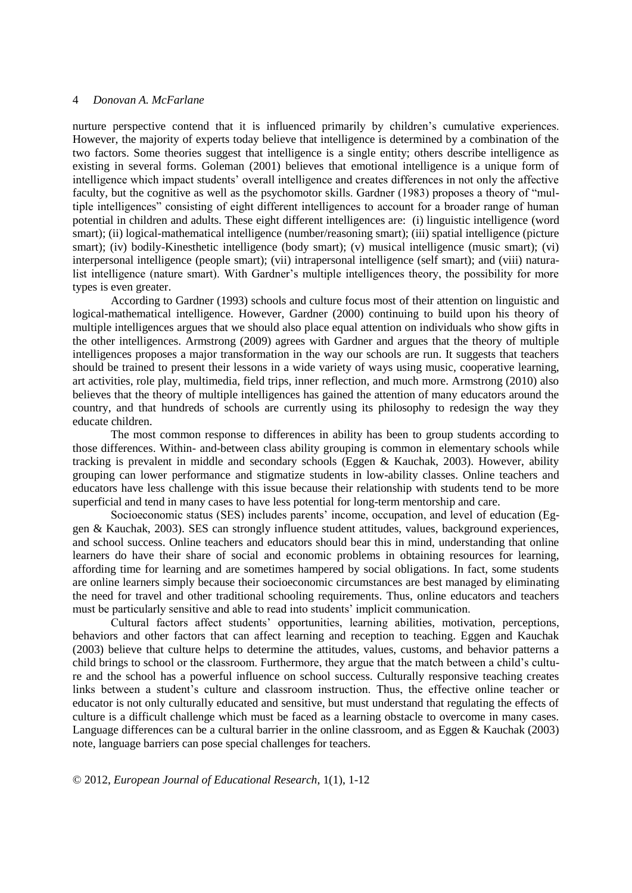nurture perspective contend that it is influenced primarily by children's cumulative experiences. However, the majority of experts today believe that intelligence is determined by a combination of the two factors. Some theories suggest that intelligence is a single entity; others describe intelligence as existing in several forms. Goleman (2001) believes that emotional intelligence is a unique form of intelligence which impact students' overall intelligence and creates differences in not only the affective faculty, but the cognitive as well as the psychomotor skills. Gardner (1983) proposes a theory of "multiple intelligences" consisting of eight different intelligences to account for a broader range of human potential in children and adults. These eight different intelligences are: (i) linguistic intelligence (word smart); (ii) logical-mathematical intelligence (number/reasoning smart); (iii) spatial intelligence (picture smart); (iv) bodily-Kinesthetic intelligence (body smart); (v) musical intelligence (music smart); (vi) interpersonal intelligence (people smart); (vii) intrapersonal intelligence (self smart); and (viii) naturalist intelligence (nature smart). With Gardner's multiple intelligences theory, the possibility for more types is even greater.

According to Gardner (1993) schools and culture focus most of their attention on linguistic and logical-mathematical intelligence. However, Gardner (2000) continuing to build upon his theory of multiple intelligences argues that we should also place equal attention on individuals who show gifts in the other intelligences. Armstrong (2009) agrees with Gardner and argues that the theory of multiple intelligences proposes a major transformation in the way our schools are run. It suggests that teachers should be trained to present their lessons in a wide variety of ways using music, cooperative learning, art activities, role play, multimedia, field trips, inner reflection, and much more. Armstrong (2010) also believes that the theory of multiple intelligences has gained the attention of many educators around the country, and that hundreds of schools are currently using its philosophy to redesign the way they educate children.

The most common response to differences in ability has been to group students according to those differences. Within- and-between class ability grouping is common in elementary schools while tracking is prevalent in middle and secondary schools (Eggen & Kauchak, 2003). However, ability grouping can lower performance and stigmatize students in low-ability classes. Online teachers and educators have less challenge with this issue because their relationship with students tend to be more superficial and tend in many cases to have less potential for long-term mentorship and care.

Socioeconomic status (SES) includes parents' income, occupation, and level of education (Eggen & Kauchak, 2003). SES can strongly influence student attitudes, values, background experiences, and school success. Online teachers and educators should bear this in mind, understanding that online learners do have their share of social and economic problems in obtaining resources for learning, affording time for learning and are sometimes hampered by social obligations. In fact, some students are online learners simply because their socioeconomic circumstances are best managed by eliminating the need for travel and other traditional schooling requirements. Thus, online educators and teachers must be particularly sensitive and able to read into students' implicit communication.

Cultural factors affect students' opportunities, learning abilities, motivation, perceptions, behaviors and other factors that can affect learning and reception to teaching. Eggen and Kauchak (2003) believe that culture helps to determine the attitudes, values, customs, and behavior patterns a child brings to school or the classroom. Furthermore, they argue that the match between a child's culture and the school has a powerful influence on school success. Culturally responsive teaching creates links between a student's culture and classroom instruction. Thus, the effective online teacher or educator is not only culturally educated and sensitive, but must understand that regulating the effects of culture is a difficult challenge which must be faced as a learning obstacle to overcome in many cases. Language differences can be a cultural barrier in the online classroom, and as Eggen & Kauchak (2003) note, language barriers can pose special challenges for teachers.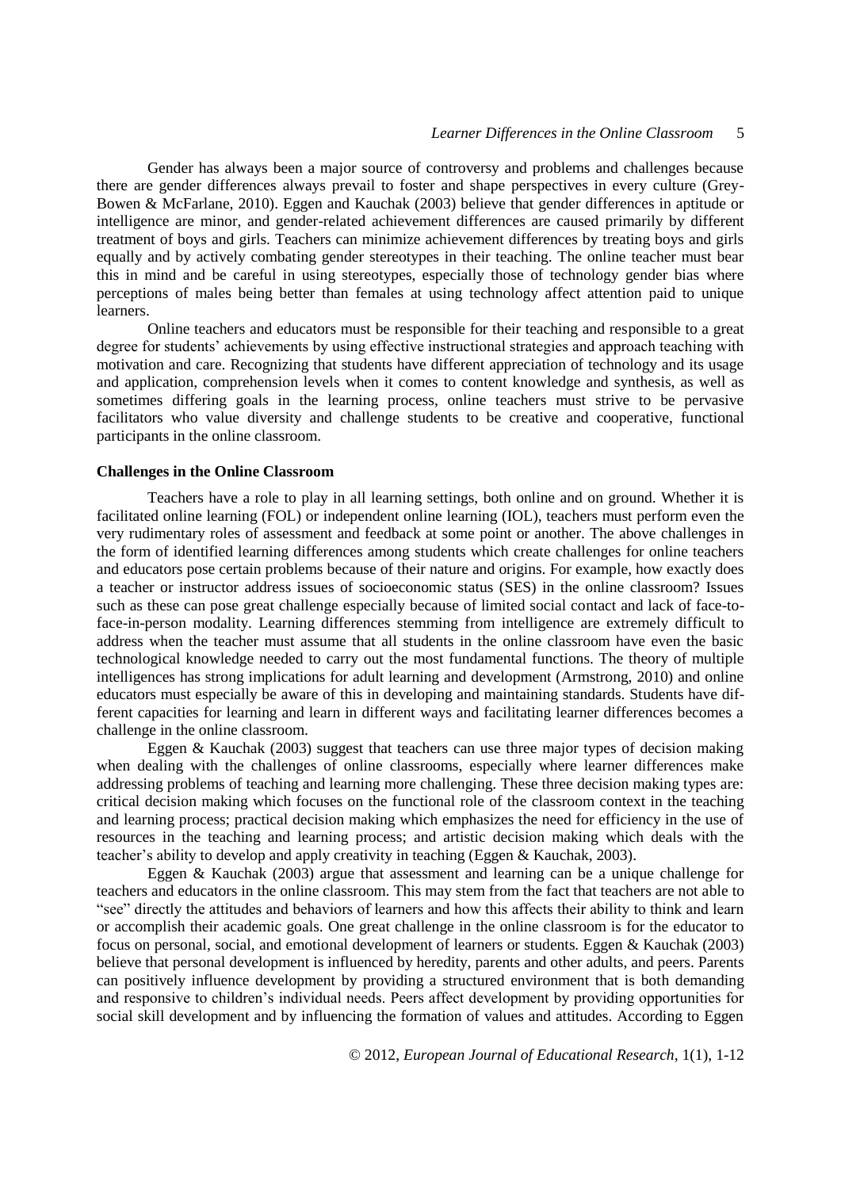Gender has always been a major source of controversy and problems and challenges because there are gender differences always prevail to foster and shape perspectives in every culture (Grey-Bowen & McFarlane, 2010). Eggen and Kauchak (2003) believe that gender differences in aptitude or intelligence are minor, and gender-related achievement differences are caused primarily by different treatment of boys and girls. Teachers can minimize achievement differences by treating boys and girls equally and by actively combating gender stereotypes in their teaching. The online teacher must bear this in mind and be careful in using stereotypes, especially those of technology gender bias where perceptions of males being better than females at using technology affect attention paid to unique learners.

Online teachers and educators must be responsible for their teaching and responsible to a great degree for students' achievements by using effective instructional strategies and approach teaching with motivation and care. Recognizing that students have different appreciation of technology and its usage and application, comprehension levels when it comes to content knowledge and synthesis, as well as sometimes differing goals in the learning process, online teachers must strive to be pervasive facilitators who value diversity and challenge students to be creative and cooperative, functional participants in the online classroom.

**Challenges in the Online Classroom**

Teachers have a role to play in all learning settings, both online and on ground. Whether it is facilitated online learning (FOL) or independent online learning (IOL), teachers must perform even the very rudimentary roles of assessment and feedback at some point or another. The above challenges in the form of identified learning differences among students which create challenges for online teachers and educators pose certain problems because of their nature and origins. For example, how exactly does a teacher or instructor address issues of socioeconomic status (SES) in the online classroom? Issues such as these can pose great challenge especially because of limited social contact and lack of face-to-face-in-person modality. Learning differences stemming from intelligence are extremely difficult to address when the teacher must assume that all students in the online classroom have even the basic technological knowledge needed to carry out the most fundamental functions. The theory of multiple intelligences has strong implications for adult learning and development (Armstrong, 2010) and online educators must especially be aware of this in developing and maintaining standards. Students have different capacities for learning and learn in different ways and facilitating learner differences becomes a challenge in the online classroom.

Eggen & Kauchak (2003) suggest that teachers can use three major types of decision making when dealing with the challenges of online classrooms, especially where learner differences make addressing problems of teaching and learning more challenging. These three decision making types are: critical decision making which focuses on the functional role of the classroom context in the teaching and learning process; practical decision making which emphasizes the need for efficiency in the use of resources in the teaching and learning process; and artistic decision making which deals with the teacher's ability to develop and apply creativity in teaching (Eggen & Kauchak, 2003).

Eggen & Kauchak (2003) argue that assessment and learning can be a unique challenge for teachers and educators in the online classroom. This may stem from the fact that teachers are not able to "see" directly the attitudes and behaviors of learners and how this affects their ability to think and learn or accomplish their academic goals. One great challenge in the online classroom is for the educator to focus on personal, social, and emotional development of learners or students. Eggen & Kauchak (2003) believe that personal development is influenced by heredity, parents and other adults, and peers. Parents can positively influence development by providing a structured environment that is both demanding and responsive to children's individual needs. Peers affect development by providing opportunities for social skill development and by influencing the formation of values and attitudes. According to Eggen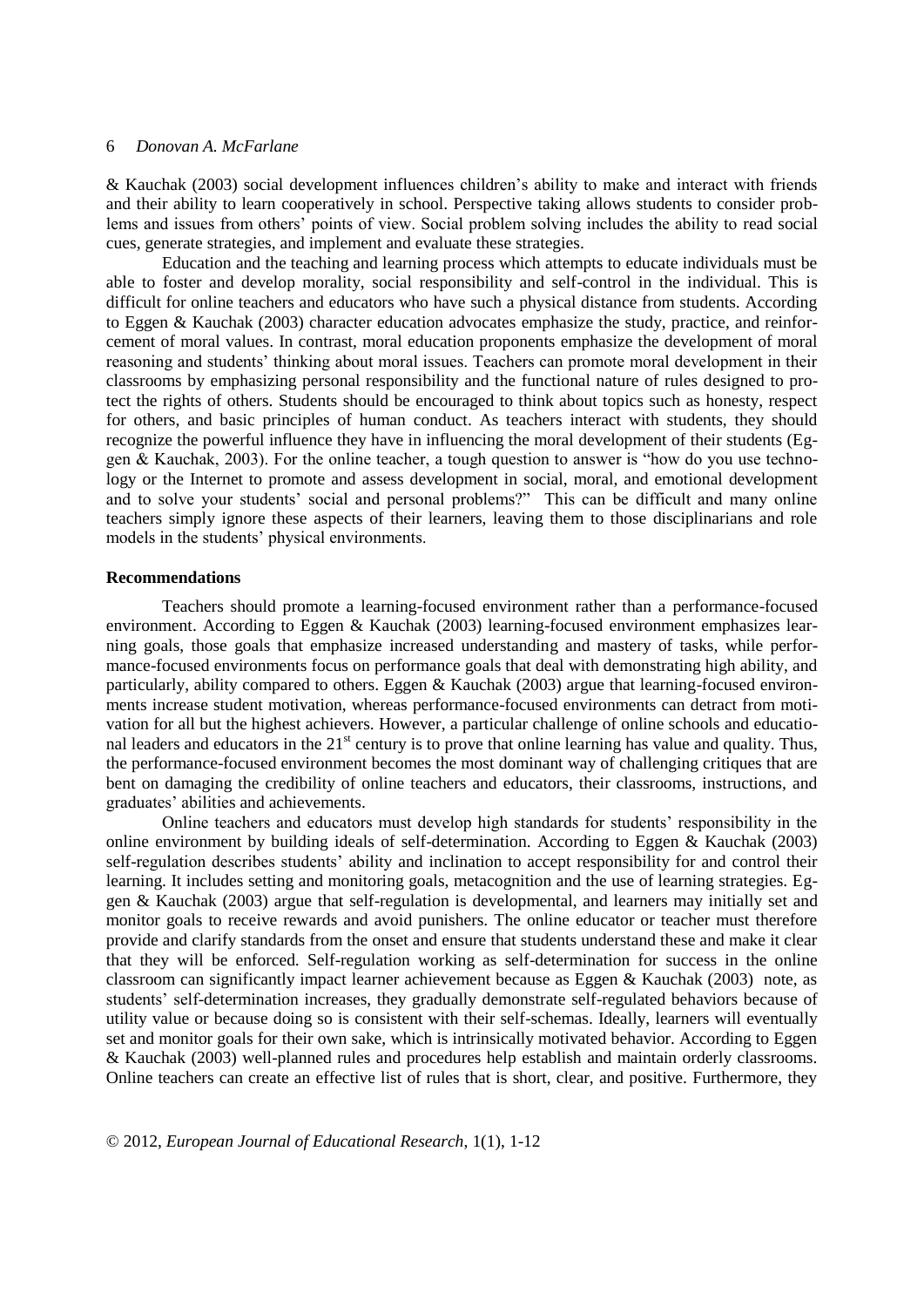& Kauchak (2003) social development influences children's ability to make and interact with friends and their ability to learn cooperatively in school. Perspective taking allows students to consider problems and issues from others' points of view. Social problem solving includes the ability to read social cues, generate strategies, and implement and evaluate these strategies.

Education and the teaching and learning process which attempts to educate individuals must be able to foster and develop morality, social responsibility and self-control in the individual. This is difficult for online teachers and educators who have such a physical distance from students. According to Eggen & Kauchak (2003) character education advocates emphasize the study, practice, and reinforcement of moral values. In contrast, moral education proponents emphasize the development of moral reasoning and students' thinking about moral issues. Teachers can promote moral development in their classrooms by emphasizing personal responsibility and the functional nature of rules designed to protect the rights of others. Students should be encouraged to think about topics such as honesty, respect for others, and basic principles of human conduct. As teachers interact with students, they should recognize the powerful influence they have in influencing the moral development of their students (Eggen & Kauchak, 2003). For the online teacher, a tough question to answer is "how do you use technology or the Internet to promote and assess development in social, moral, and emotional development and to solve your students' social and personal problems?" This can be difficult and many online teachers simply ignore these aspects of their learners, leaving them to those disciplinarians and role models in the students' physical environments.

**Recommendations**

Teachers should promote a learning-focused environment rather than a performance-focused environment. According to Eggen & Kauchak (2003) learning-focused environment emphasizes learning goals, those goals that emphasize increased understanding and mastery of tasks, while performance-focused environments focus on performance goals that deal with demonstrating high ability, and particularly, ability compared to others. Eggen & Kauchak (2003) argue that learning-focused environments increase student motivation, whereas performance-focused environments can detract from motivation for all but the highest achievers. However, a particular challenge of online schools and educational leaders and educators in the 21st century is to prove that online learning has value and quality. Thus, the performance-focused environment becomes the most dominant way of challenging critiques that are bent on damaging the credibility of online teachers and educators, their classrooms, instructions, and graduates' abilities and achievements.

Online teachers and educators must develop high standards for students' responsibility in the online environment by building ideals of self-determination. According to Eggen & Kauchak (2003) self-regulation describes students' ability and inclination to accept responsibility for and control their learning. It includes setting and monitoring goals, metacognition and the use of learning strategies. Eggen & Kauchak (2003) argue that self-regulation is developmental, and learners may initially set and monitor goals to receive rewards and avoid punishers. The online educator or teacher must therefore provide and clarify standards from the onset and ensure that students understand these and make it clear that they will be enforced. Self-regulation working as self-determination for success in the online classroom can significantly impact learner achievement because as Eggen & Kauchak (2003) note, as students' self-determination increases, they gradually demonstrate self-regulated behaviors because of utility value or because doing so is consistent with their self-schemas. Ideally, learners will eventually set and monitor goals for their own sake, which is intrinsically motivated behavior. According to Eggen & Kauchak (2003) well-planned rules and procedures help establish and maintain orderly classrooms. Online teachers can create an effective list of rules that is short, clear, and positive. Furthermore, they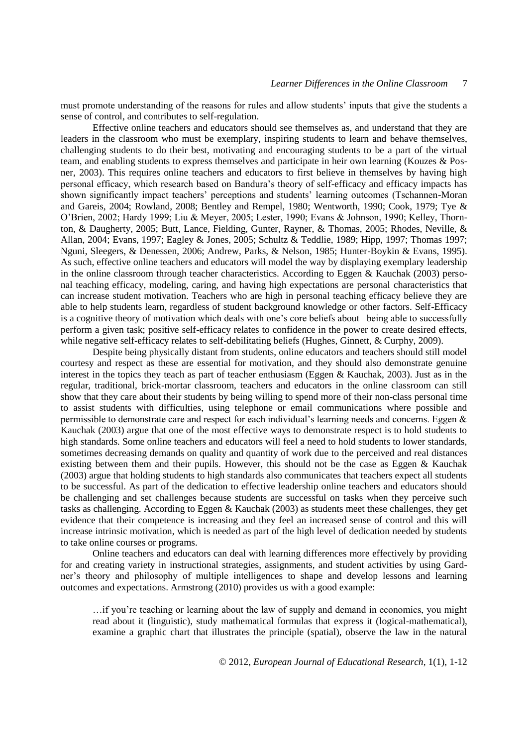must promote understanding of the reasons for rules and allow students' inputs that give the students a sense of control, and contributes to self-regulation.

Effective online teachers and educators should see themselves as, and understand that they are leaders in the classroom who must be exemplary, inspiring students to learn and behave themselves, challenging students to do their best, motivating and encouraging students to be a part of the virtual team, and enabling students to express themselves and participate in heir own learning (Kouzes & Posner, 2003). This requires online teachers and educators to first believe in themselves by having high personal efficacy, which research based on Bandura's theory of self-efficacy and efficacy impacts has shown significantly impact teachers' perceptions and students' learning outcomes (Tschannen-Moran and Gareis, 2004; Rowland, 2008; Bentley and Rempel, 1980; Wentworth, 1990; Cook, 1979; Tye & O'Brien, 2002; Hardy 1999; Liu & Meyer, 2005; Lester, 1990; Evans & Johnson, 1990; Kelley, Thornton, & Daugherty, 2005; Butt, Lance, Fielding, Gunter, Rayner, & Thomas, 2005; Rhodes, Neville, & Allan, 2004; Evans, 1997; Eagley & Jones, 2005; Schultz & Teddlie, 1989; Hipp, 1997; Thomas 1997; Nguni, Sleegers, & Denessen, 2006; Andrew, Parks, & Nelson, 1985; Hunter-Boykin & Evans, 1995). As such, effective online teachers and educators will model the way by displaying exemplary leadership in the online classroom through teacher characteristics. According to Eggen & Kauchak (2003) personal teaching efficacy, modeling, caring, and having high expectations are personal characteristics that can increase student motivation. Teachers who are high in personal teaching efficacy believe they are able to help students learn, regardless of student background knowledge or other factors. Self-Efficacy is a cognitive theory of motivation which deals with one's core beliefs about being able to successfully perform a given task; positive self-efficacy relates to confidence in the power to create desired effects, while negative self-efficacy relates to self-debilitating beliefs (Hughes, Ginnett, & Curphy, 2009).

Despite being physically distant from students, online educators and teachers should still model courtesy and respect as these are essential for motivation, and they should also demonstrate genuine interest in the topics they teach as part of teacher enthusiasm (Eggen & Kauchak, 2003). Just as in the regular, traditional, brick-mortar classroom, teachers and educators in the online classroom can still show that they care about their students by being willing to spend more of their non-class personal time to assist students with difficulties, using telephone or email communications where possible and permissible to demonstrate care and respect for each individual's learning needs and concerns. Eggen & Kauchak (2003) argue that one of the most effective ways to demonstrate respect is to hold students to high standards. Some online teachers and educators will feel a need to hold students to lower standards, sometimes decreasing demands on quality and quantity of work due to the perceived and real distances existing between them and their pupils. However, this should not be the case as Eggen & Kauchak (2003) argue that holding students to high standards also communicates that teachers expect all students to be successful. As part of the dedication to effective leadership online teachers and educators should be challenging and set challenges because students are successful on tasks when they perceive such tasks as challenging. According to Eggen & Kauchak (2003) as students meet these challenges, they get evidence that their competence is increasing and they feel an increased sense of control and this will increase intrinsic motivation, which is needed as part of the high level of dedication needed by students to take online courses or programs.

Online teachers and educators can deal with learning differences more effectively by providing for and creating variety in instructional strategies, assignments, and student activities by using Gardner's theory and philosophy of multiple intelligences to shape and develop lessons and learning outcomes and expectations. Armstrong (2010) provides us with a good example:

> …if you're teaching or learning about the law of supply and demand in economics, you might read about it (linguistic), study mathematical formulas that express it (logical-mathematical), examine a graphic chart that illustrates the principle (spatial), observe the law in the natural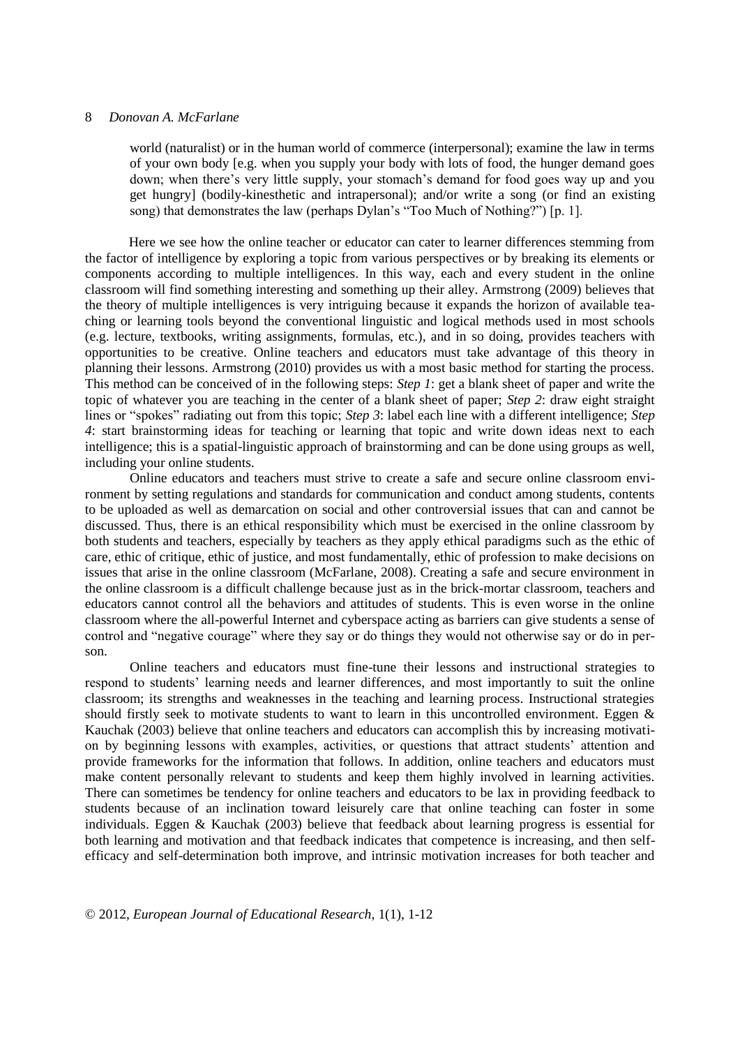world (naturalist) or in the human world of commerce (interpersonal); examine the law in terms of your own body [e.g. when you supply your body with lots of food, the hunger demand goes down; when there's very little supply, your stomach's demand for food goes way up and you get hungry] (bodily-kinesthetic and intrapersonal); and/or write a song (or find an existing song) that demonstrates the law (perhaps Dylan's "Too Much of Nothing?") [p. 1].

Here we see how the online teacher or educator can cater to learner differences stemming from the factor of intelligence by exploring a topic from various perspectives or by breaking its elements or components according to multiple intelligences. In this way, each and every student in the online classroom will find something interesting and something up their alley. Armstrong (2009) believes that the theory of multiple intelligences is very intriguing because it expands the horizon of available teaching or learning tools beyond the conventional linguistic and logical methods used in most schools (e.g. lecture, textbooks, writing assignments, formulas, etc.), and in so doing, provides teachers with opportunities to be creative. Online teachers and educators must take advantage of this theory in planning their lessons. Armstrong (2010) provides us with a most basic method for starting the process. This method can be conceived of in the following steps: *Step 1*: get a blank sheet of paper and write the topic of whatever you are teaching in the center of a blank sheet of paper; *Step 2*: draw eight straight lines or "spokes" radiating out from this topic; *Step 3*: label each line with a different intelligence; *Step 4*: start brainstorming ideas for teaching or learning that topic and write down ideas next to each intelligence; this is a spatial-linguistic approach of brainstorming and can be done using groups as well, including your online students.

Online educators and teachers must strive to create a safe and secure online classroom environment by setting regulations and standards for communication and conduct among students, contents to be uploaded as well as demarcation on social and other controversial issues that can and cannot be discussed. Thus, there is an ethical responsibility which must be exercised in the online classroom by both students and teachers, especially by teachers as they apply ethical paradigms such as the ethic of care, ethic of critique, ethic of justice, and most fundamentally, ethic of profession to make decisions on issues that arise in the online classroom (McFarlane, 2008). Creating a safe and secure environment in the online classroom is a difficult challenge because just as in the brick-mortar classroom, teachers and educators cannot control all the behaviors and attitudes of students. This is even worse in the online classroom where the all-powerful Internet and cyberspace acting as barriers can give students a sense of control and "negative courage" where they say or do things they would not otherwise say or do in person.

Online teachers and educators must fine-tune their lessons and instructional strategies to respond to students' learning needs and learner differences, and most importantly to suit the online classroom; its strengths and weaknesses in the teaching and learning process. Instructional strategies should firstly seek to motivate students to want to learn in this uncontrolled environment. Eggen & Kauchak (2003) believe that online teachers and educators can accomplish this by increasing motivation by beginning lessons with examples, activities, or questions that attract students' attention and provide frameworks for the information that follows. In addition, online teachers and educators must make content personally relevant to students and keep them highly involved in learning activities. There can sometimes be tendency for online teachers and educators to be lax in providing feedback to students because of an inclination toward leisurely care that online teaching can foster in some individuals. Eggen & Kauchak (2003) believe that feedback about learning progress is essential for both learning and motivation and that feedback indicates that competence is increasing, and then self-efficacy and self-determination both improve, and intrinsic motivation increases for both teacher and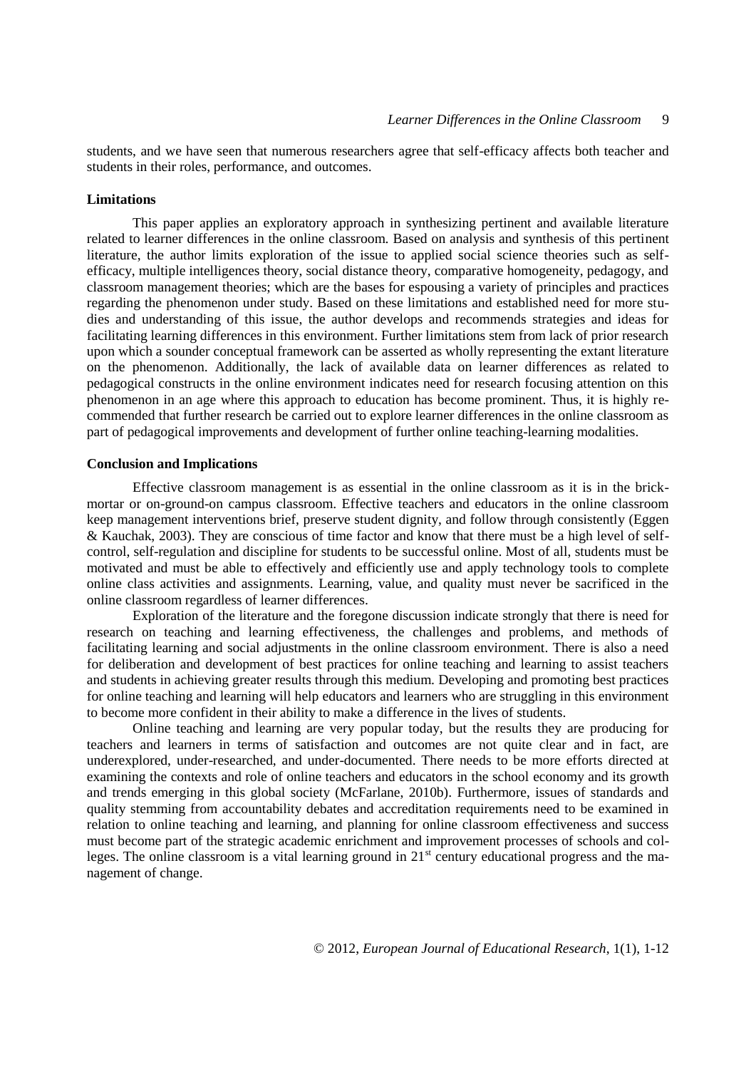students, and we have seen that numerous researchers agree that self-efficacy affects both teacher and students in their roles, performance, and outcomes.

### Limitations

This paper applies an exploratory approach in synthesizing pertinent and available literature related to learner differences in the online classroom. Based on analysis and synthesis of this pertinent literature, the author limits exploration of the issue to applied social science theories such as self-efficacy, multiple intelligences theory, social distance theory, comparative homogeneity, pedagogy, and classroom management theories; which are the bases for espousing a variety of principles and practices regarding the phenomenon under study. Based on these limitations and established need for more studies and understanding of this issue, the author develops and recommends strategies and ideas for facilitating learning differences in this environment. Further limitations stem from lack of prior research upon which a sounder conceptual framework can be asserted as wholly representing the extant literature on the phenomenon. Additionally, the lack of available data on learner differences as related to pedagogical constructs in the online environment indicates need for research focusing attention on this phenomenon in an age where this approach to education has become prominent. Thus, it is highly recommended that further research be carried out to explore learner differences in the online classroom as part of pedagogical improvements and development of further online teaching-learning modalities.

### Conclusion and Implications

Effective classroom management is as essential in the online classroom as it is in the brick-mortar or on-ground-on campus classroom. Effective teachers and educators in the online classroom keep management interventions brief, preserve student dignity, and follow through consistently (Eggen & Kauchak, 2003). They are conscious of time factor and know that there must be a high level of self-control, self-regulation and discipline for students to be successful online. Most of all, students must be motivated and must be able to effectively and efficiently use and apply technology tools to complete online class activities and assignments. Learning, value, and quality must never be sacrificed in the online classroom regardless of learner differences.

Exploration of the literature and the foregone discussion indicate strongly that there is need for research on teaching and learning effectiveness, the challenges and problems, and methods of facilitating learning and social adjustments in the online classroom environment. There is also a need for deliberation and development of best practices for online teaching and learning to assist teachers and students in achieving greater results through this medium. Developing and promoting best practices for online teaching and learning will help educators and learners who are struggling in this environment to become more confident in their ability to make a difference in the lives of students.

Online teaching and learning are very popular today, but the results they are producing for teachers and learners in terms of satisfaction and outcomes are not quite clear and in fact, are underexplored, under-researched, and under-documented. There needs to be more efforts directed at examining the contexts and role of online teachers and educators in the school economy and its growth and trends emerging in this global society (McFarlane, 2010b). Furthermore, issues of standards and quality stemming from accountability debates and accreditation requirements need to be examined in relation to online teaching and learning, and planning for online classroom effectiveness and success must become part of the strategic academic enrichment and improvement processes of schools and colleges. The online classroom is a vital learning ground in 21st century educational progress and the management of change.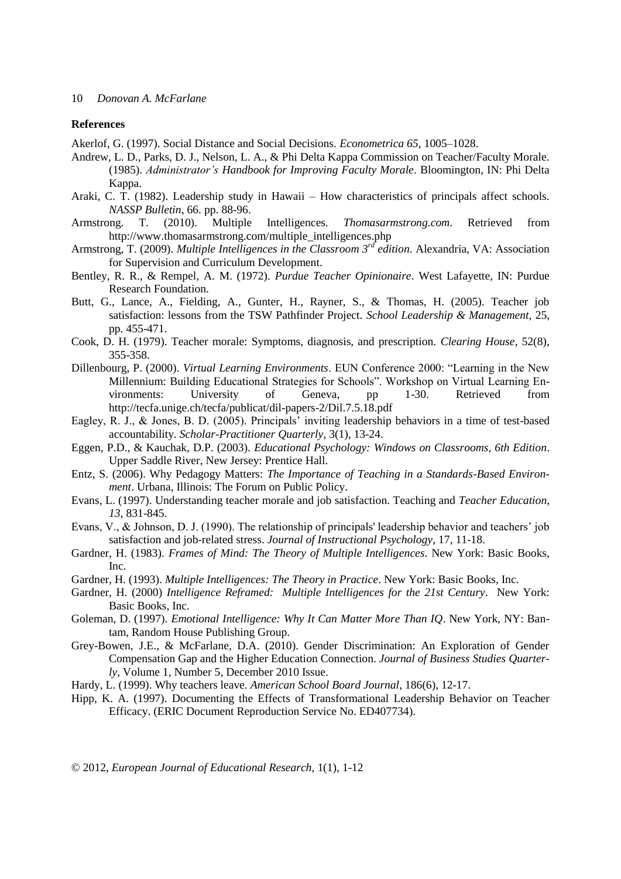**References**

Akerlof, G. (1997). Social Distance and Social Decisions. *Econometrica 65*, 1005–1028.

Andrew, L. D., Parks, D. J., Nelson, L. A., & Phi Delta Kappa Commission on Teacher/Faculty Morale. (1985). *Administrator's Handbook for Improving Faculty Morale*. Bloomington, IN: Phi Delta Kappa.

Araki, C. T. (1982). Leadership study in Hawaii – How characteristics of principals affect schools. *NASSP Bulletin*, 66. pp. 88-96.

Armstrong. T. (2010). Multiple Intelligences. *Thomasarmstrong.com*. Retrieved from http://www.thomasarmstrong.com/multiple_intelligences.php

Armstrong, T. (2009). *Multiple Intelligences in the Classroom 3rd edition*. Alexandria, VA: Association for Supervision and Curriculum Development.

Bentley, R. R., & Rempel, A. M. (1972). *Purdue Teacher Opinionaire*. West Lafayette, IN: Purdue Research Foundation.

Butt, G., Lance, A., Fielding, A., Gunter, H., Rayner, S., & Thomas, H. (2005). Teacher job satisfaction: lessons from the TSW Pathfinder Project. *School Leadership & Management*, 25, pp. 455-471.

Cook, D. H. (1979). Teacher morale: Symptoms, diagnosis, and prescription. *Clearing House*, 52(8), 355-358.

Dillenbourg, P. (2000). *Virtual Learning Environments*. EUN Conference 2000: "Learning in the New Millennium: Building Educational Strategies for Schools". Workshop on Virtual Learning Environments: University of Geneva, pp 1-30. Retrieved from http://tecfa.unige.ch/tecfa/publicat/dil-papers-2/Dil.7.5.18.pdf

Eagley, R. J., & Jones, B. D. (2005). Principals' inviting leadership behaviors in a time of test-based accountability. *Scholar-Practitioner Quarterly*, 3(1), 13-24.

Eggen, P.D., & Kauchak, D.P. (2003). *Educational Psychology: Windows on Classrooms, 6th Edition*. Upper Saddle River, New Jersey: Prentice Hall.

Entz, S. (2006). Why Pedagogy Matters: *The Importance of Teaching in a Standards-Based Environment*. Urbana, Illinois: The Forum on Public Policy.

Evans, L. (1997). Understanding teacher morale and job satisfaction. Teaching and *Teacher Education, 13*, 831-845.

Evans, V., & Johnson, D. J. (1990). The relationship of principals' leadership behavior and teachers' job satisfaction and job-related stress. *Journal of Instructional Psychology*, 17, 11-18.

Gardner, H. (1983). *Frames of Mind: The Theory of Multiple Intelligences*. New York: Basic Books, Inc.

Gardner, H. (1993). *Multiple Intelligences: The Theory in Practice*. New York: Basic Books, Inc.

Gardner, H. (2000) *Intelligence Reframed: Multiple Intelligences for the 21st Century*. New York: Basic Books, Inc.

Goleman, D. (1997). *Emotional Intelligence: Why It Can Matter More Than IQ*. New York, NY: Bantam, Random House Publishing Group.

Grey-Bowen, J.E., & McFarlane, D.A. (2010). Gender Discrimination: An Exploration of Gender Compensation Gap and the Higher Education Connection. *Journal of Business Studies Quarterly*, Volume 1, Number 5, December 2010 Issue.

Hardy, L. (1999). Why teachers leave. *American School Board Journal*, 186(6), 12-17.

Hipp, K. A. (1997). Documenting the Effects of Transformational Leadership Behavior on Teacher Efficacy. (ERIC Document Reproduction Service No. ED407734).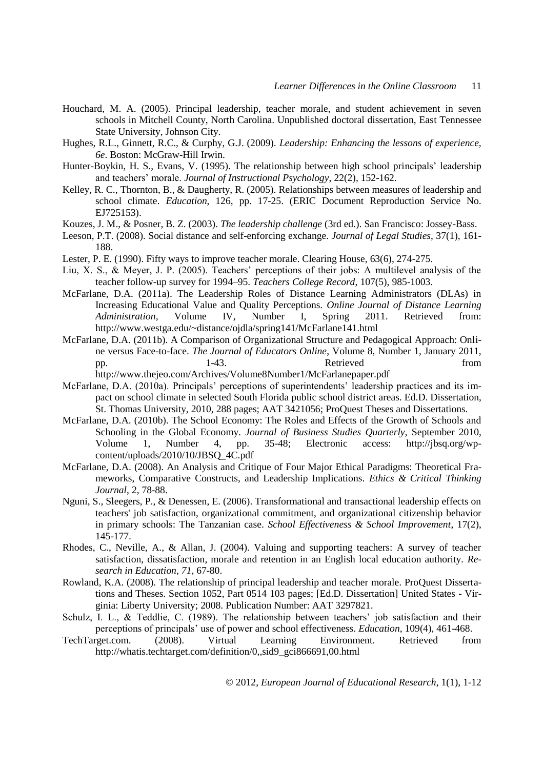Houchard, M. A. (2005). Principal leadership, teacher morale, and student achievement in seven schools in Mitchell County, North Carolina. Unpublished doctoral dissertation, East Tennessee State University, Johnson City.

Hughes, R.L., Ginnett, R.C., & Curphy, G.J. (2009). *Leadership: Enhancing the lessons of experience, 6e*. Boston: McGraw-Hill Irwin.

Hunter-Boykin, H. S., Evans, V. (1995). The relationship between high school principals' leadership and teachers' morale. *Journal of Instructional Psychology*, 22(2), 152-162.

Kelley, R. C., Thornton, B., & Daugherty, R. (2005). Relationships between measures of leadership and school climate. *Education*, 126, pp. 17-25. (ERIC Document Reproduction Service No. EJ725153).

Kouzes, J. M., & Posner, B. Z. (2003). *The leadership challenge* (3rd ed.). San Francisco: Jossey-Bass.

Leeson, P.T. (2008). Social distance and self-enforcing exchange. *Journal of Legal Studies*, 37(1), 161-188.

Lester, P. E. (1990). Fifty ways to improve teacher morale. Clearing House, 63(6), 274-275.

Liu, X. S., & Meyer, J. P. (2005). Teachers' perceptions of their jobs: A multilevel analysis of the teacher follow-up survey for 1994–95. *Teachers College Record*, 107(5), 985-1003.

McFarlane, D.A. (2011a). The Leadership Roles of Distance Learning Administrators (DLAs) in Increasing Educational Value and Quality Perceptions. *Online Journal of Distance Learning Administration*, Volume IV, Number I, Spring 2011. Retrieved from: http://www.westga.edu/~distance/ojdla/spring141/McFarlane141.html

McFarlane, D.A. (2011b). A Comparison of Organizational Structure and Pedagogical Approach: Online versus Face-to-face. *The Journal of Educators Online*, Volume 8, Number 1, January 2011, pp. 1-43. Retrieved from http://www.thejeo.com/Archives/Volume8Number1/McFarlanepaper.pdf

McFarlane, D.A. (2010a). Principals' perceptions of superintendents' leadership practices and its impact on school climate in selected South Florida public school district areas. Ed.D. Dissertation, St. Thomas University, 2010, 288 pages; AAT 3421056; ProQuest Theses and Dissertations.

McFarlane, D.A. (2010b). The School Economy: The Roles and Effects of the Growth of Schools and Schooling in the Global Economy. *Journal of Business Studies Quarterly*, September 2010, Volume 1, Number 4, pp. 35-48; Electronic access: http://jbsq.org/wp-content/uploads/2010/10/JBSQ_4C.pdf

McFarlane, D.A. (2008). An Analysis and Critique of Four Major Ethical Paradigms: Theoretical Frameworks, Comparative Constructs, and Leadership Implications. *Ethics & Critical Thinking Journal*, 2, 78-88.

Nguni, S., Sleegers, P., & Denessen, E. (2006). Transformational and transactional leadership effects on teachers' job satisfaction, organizational commitment, and organizational citizenship behavior in primary schools: The Tanzanian case. *School Effectiveness & School Improvement*, 17(2), 145-177.

Rhodes, C., Neville, A., & Allan, J. (2004). Valuing and supporting teachers: A survey of teacher satisfaction, dissatisfaction, morale and retention in an English local education authority. *Research in Education*, *71*, 67-80.

Rowland, K.A. (2008). The relationship of principal leadership and teacher morale. ProQuest Dissertations and Theses. Section 1052, Part 0514 103 pages; [Ed.D. Dissertation] United States - Virginia: Liberty University; 2008. Publication Number: AAT 3297821.

Schulz, I. L., & Teddlie, C. (1989). The relationship between teachers' job satisfaction and their perceptions of principals' use of power and school effectiveness. *Education*, 109(4), 461-468.

TechTarget.com. (2008). Virtual Learning Environment. Retrieved from http://whatis.techtarget.com/definition/0,,sid9_gci866691,00.html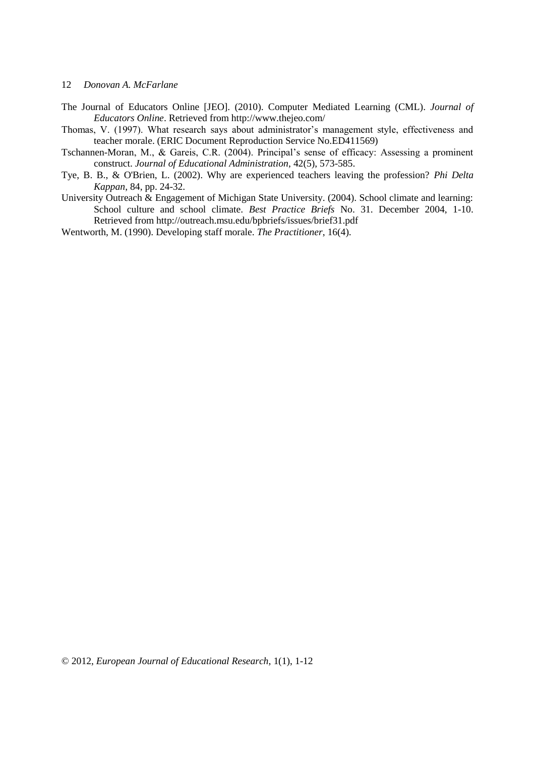The Journal of Educators Online [JEO]. (2010). Computer Mediated Learning (CML). *Journal of Educators Online*. Retrieved from http://www.thejeo.com/

Thomas, V. (1997). What research says about administrator's management style, effectiveness and teacher morale. (ERIC Document Reproduction Service No.ED411569)

Tschannen-Moran, M., & Gareis, C.R. (2004). Principal's sense of efficacy: Assessing a prominent construct. *Journal of Educational Administration*, 42(5), 573-585.

Tye, B. B., & O'Brien, L. (2002). Why are experienced teachers leaving the profession? *Phi Delta Kappan*, 84, pp. 24-32.

University Outreach & Engagement of Michigan State University. (2004). School climate and learning: School culture and school climate. *Best Practice Briefs* No. 31. December 2004, 1-10. Retrieved from http://outreach.msu.edu/bpbriefs/issues/brief31.pdf

Wentworth, M. (1990). Developing staff morale. *The Practitioner*, 16(4).